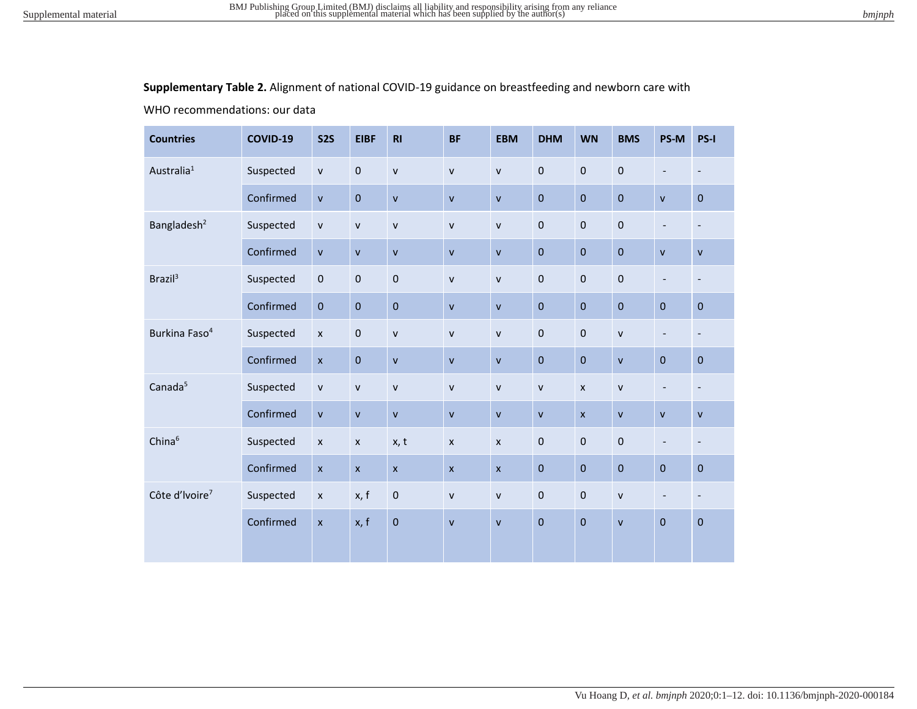**Supplementary Table 2.** Alignment of national COVID-19 guidance on breastfeeding and newborn care with WHO recommendations: our data

| Countries | COVID-19 | S2S | EIBF | RI | BF | EBM | DHM | WN | BMS | PS-M | PS-I |
|---|---|---|---|---|---|---|---|---|---|---|---|
| Australia[1] | Suspected | v | 0 | v | v | v | 0 | 0 | 0 | - | - |
| | Confirmed | v | 0 | v | v | v | 0 | 0 | 0 | v | 0 |
| Bangladesh[2] | Suspected | v | v | v | v | v | 0 | 0 | 0 | - | - |
| | Confirmed | v | v | v | v | v | 0 | 0 | 0 | v | v |
| Brazil[3] | Suspected | 0 | 0 | 0 | v | v | 0 | 0 | 0 | - | - |
| | Confirmed | 0 | 0 | 0 | v | v | 0 | 0 | 0 | 0 | 0 |
| Burkina Faso[4] | Suspected | x | 0 | v | v | v | 0 | 0 | v | - | - |
| | Confirmed | x | 0 | v | v | v | 0 | 0 | v | 0 | 0 |
| Canada[5] | Suspected | v | v | v | v | v | v | x | v | - | - |
| | Confirmed | v | v | v | v | v | v | x | v | v | v |
| China[6] | Suspected | x | x | x, t | x | x | 0 | 0 | 0 | - | - |
| | Confirmed | x | x | x | x | x | 0 | 0 | 0 | 0 | 0 |
| Côte d'Ivoire[7] | Suspected | x | x, f | 0 | v | v | 0 | 0 | v | - | - |
| | Confirmed | x | x, f | 0 | v | v | 0 | 0 | v | 0 | 0 |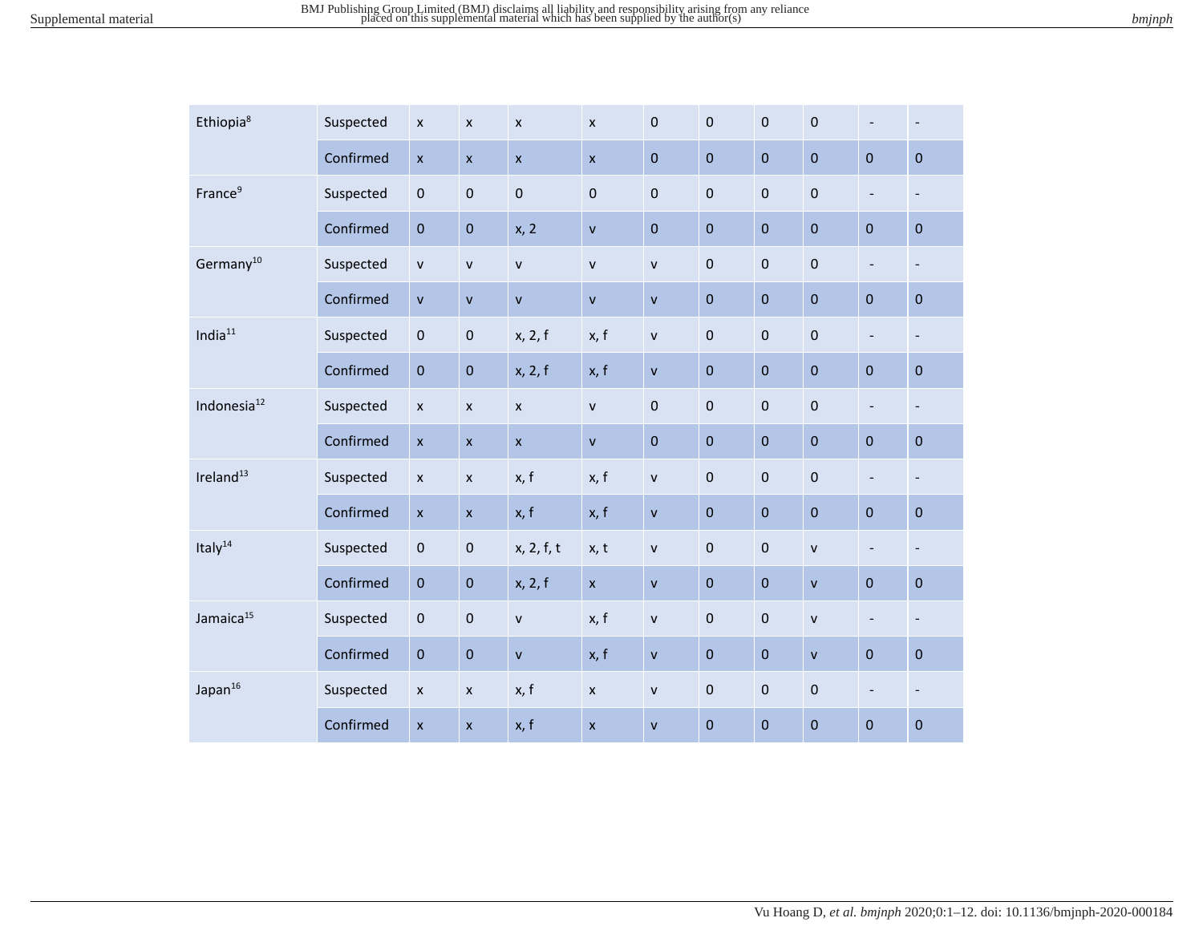| | | | | | | | | | | | |
|---|---|---|---|---|---|---|---|---|---|---|---|
| Ethiopia[8] | Suspected | x | x | x | x | 0 | 0 | 0 | 0 | - | - |
| | Confirmed | x | x | x | x | 0 | 0 | 0 | 0 | 0 | 0 |
| France[9] | Suspected | 0 | 0 | 0 | 0 | 0 | 0 | 0 | 0 | - | - |
| | Confirmed | 0 | 0 | x, 2 | v | 0 | 0 | 0 | 0 | 0 | 0 |
| Germany[10] | Suspected | v | v | v | v | v | 0 | 0 | 0 | - | - |
| | Confirmed | v | v | v | v | v | 0 | 0 | 0 | 0 | 0 |
| India[11] | Suspected | 0 | 0 | x, 2, f | x, f | v | 0 | 0 | 0 | - | - |
| | Confirmed | 0 | 0 | x, 2, f | x, f | v | 0 | 0 | 0 | 0 | 0 |
| Indonesia[12] | Suspected | x | x | x | v | 0 | 0 | 0 | 0 | - | - |
| | Confirmed | x | x | x | v | 0 | 0 | 0 | 0 | 0 | 0 |
| Ireland[13] | Suspected | x | x | x, f | x, f | v | 0 | 0 | 0 | - | - |
| | Confirmed | x | x | x, f | x, f | v | 0 | 0 | 0 | 0 | 0 |
| Italy[14] | Suspected | 0 | 0 | x, 2, f, t | x, t | v | 0 | 0 | v | - | - |
| | Confirmed | 0 | 0 | x, 2, f | x | v | 0 | 0 | v | 0 | 0 |
| Jamaica[15] | Suspected | 0 | 0 | v | x, f | v | 0 | 0 | v | - | - |
| | Confirmed | 0 | 0 | v | x, f | v | 0 | 0 | v | 0 | 0 |
| Japan[16] | Suspected | x | x | x, f | x | v | 0 | 0 | 0 | - | - |
| | Confirmed | x | x | x, f | x | v | 0 | 0 | 0 | 0 | 0 |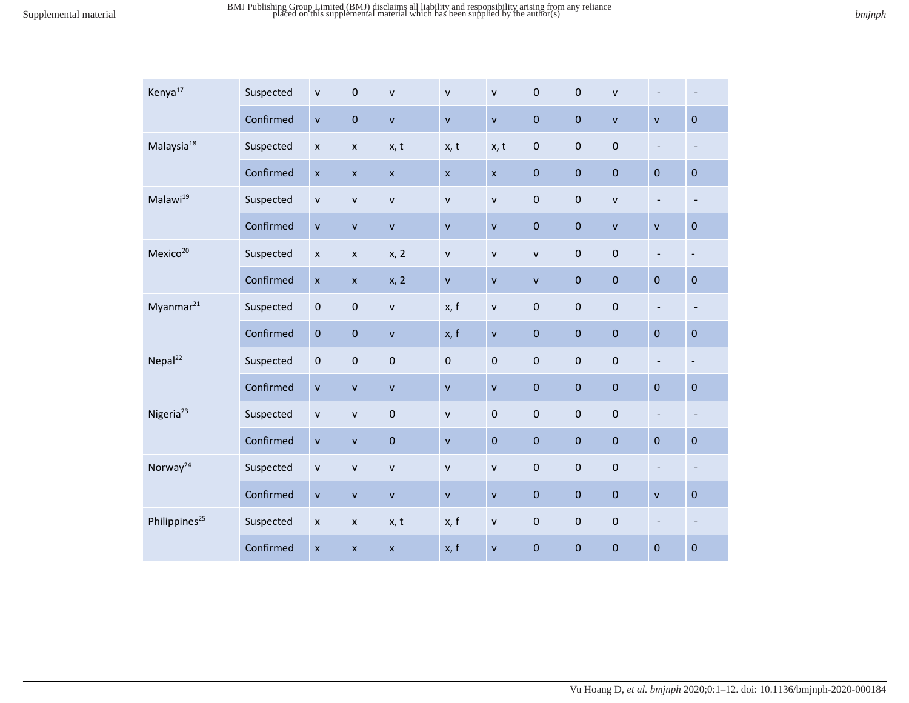| | | | | | | | | | | | |
|---|---|---|---|---|---|---|---|---|---|---|---|
| Kenya[17] | Suspected | v | 0 | v | v | v | 0 | 0 | v | - | - |
| | Confirmed | v | 0 | v | v | v | 0 | 0 | v | v | 0 |
| Malaysia[18] | Suspected | x | x | x, t | x, t | x, t | 0 | 0 | 0 | - | - |
| | Confirmed | x | x | x | x | x | 0 | 0 | 0 | 0 | 0 |
| Malawi[19] | Suspected | v | v | v | v | v | 0 | 0 | v | - | - |
| | Confirmed | v | v | v | v | v | 0 | 0 | v | v | 0 |
| Mexico[20] | Suspected | x | x | x, 2 | v | v | v | 0 | 0 | - | - |
| | Confirmed | x | x | x, 2 | v | v | v | 0 | 0 | 0 | 0 |
| Myanmar[21] | Suspected | 0 | 0 | v | x, f | v | 0 | 0 | 0 | - | - |
| | Confirmed | 0 | 0 | v | x, f | v | 0 | 0 | 0 | 0 | 0 |
| Nepal[22] | Suspected | 0 | 0 | 0 | 0 | 0 | 0 | 0 | 0 | - | - |
| | Confirmed | v | v | v | v | v | 0 | 0 | 0 | 0 | 0 |
| Nigeria[23] | Suspected | v | v | 0 | v | 0 | 0 | 0 | 0 | - | - |
| | Confirmed | v | v | 0 | v | 0 | 0 | 0 | 0 | 0 | 0 |
| Norway[24] | Suspected | v | v | v | v | v | 0 | 0 | 0 | - | - |
| | Confirmed | v | v | v | v | v | 0 | 0 | 0 | v | 0 |
| Philippines[25] | Suspected | x | x | x, t | x, f | v | 0 | 0 | 0 | - | - |
| | Confirmed | x | x | x | x, f | v | 0 | 0 | 0 | 0 | 0 |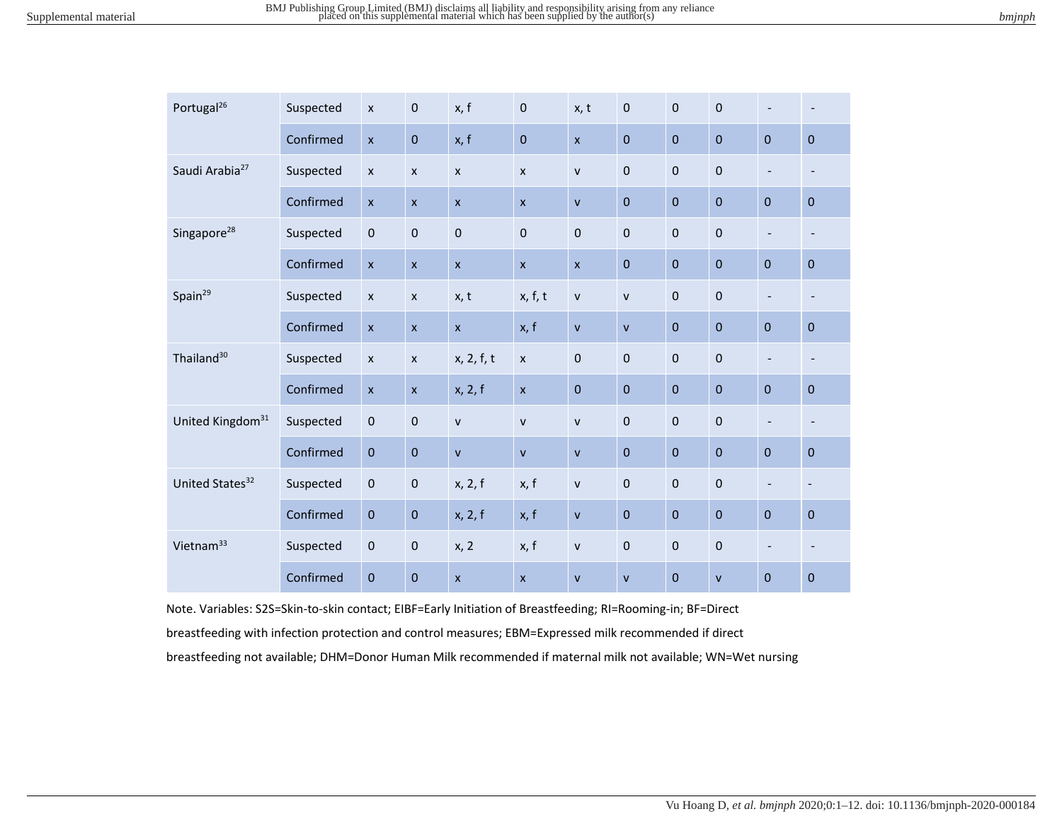| | | | | | | | | | | | |
|---|---|---|---|---|---|---|---|---|---|---|---|
| Portugal[26] | Suspected | x | 0 | x, f | 0 | x, t | 0 | 0 | 0 | - | - |
| | Confirmed | x | 0 | x, f | 0 | x | 0 | 0 | 0 | 0 | 0 |
| Saudi Arabia[27] | Suspected | x | x | x | x | v | 0 | 0 | 0 | - | - |
| | Confirmed | x | x | x | x | v | 0 | 0 | 0 | 0 | 0 |
| Singapore[28] | Suspected | 0 | 0 | 0 | 0 | 0 | 0 | 0 | 0 | - | - |
| | Confirmed | x | x | x | x | x | 0 | 0 | 0 | 0 | 0 |
| Spain[29] | Suspected | x | x | x, t | x, f, t | v | v | 0 | 0 | - | - |
| | Confirmed | x | x | x | x, f | v | v | 0 | 0 | 0 | 0 |
| Thailand[30] | Suspected | x | x | x, 2, f, t | x | 0 | 0 | 0 | 0 | - | - |
| | Confirmed | x | x | x, 2, f | x | 0 | 0 | 0 | 0 | 0 | 0 |
| United Kingdom[31] | Suspected | 0 | 0 | v | v | v | 0 | 0 | 0 | - | - |
| | Confirmed | 0 | 0 | v | v | v | 0 | 0 | 0 | 0 | 0 |
| United States[32] | Suspected | 0 | 0 | x, 2, f | x, f | v | 0 | 0 | 0 | - | - |
| | Confirmed | 0 | 0 | x, 2, f | x, f | v | 0 | 0 | 0 | 0 | 0 |
| Vietnam[33] | Suspected | 0 | 0 | x, 2 | x, f | v | 0 | 0 | 0 | - | - |
| | Confirmed | 0 | 0 | x | x | v | v | 0 | v | 0 | 0 |

Note. Variables: S2S=Skin-to-skin contact; EIBF=Early Initiation of Breastfeeding; RI=Rooming-in; BF=Direct breastfeeding with infection protection and control measures; EBM=Expressed milk recommended if direct breastfeeding not available; DHM=Donor Human Milk recommended if maternal milk not available; WN=Wet nursing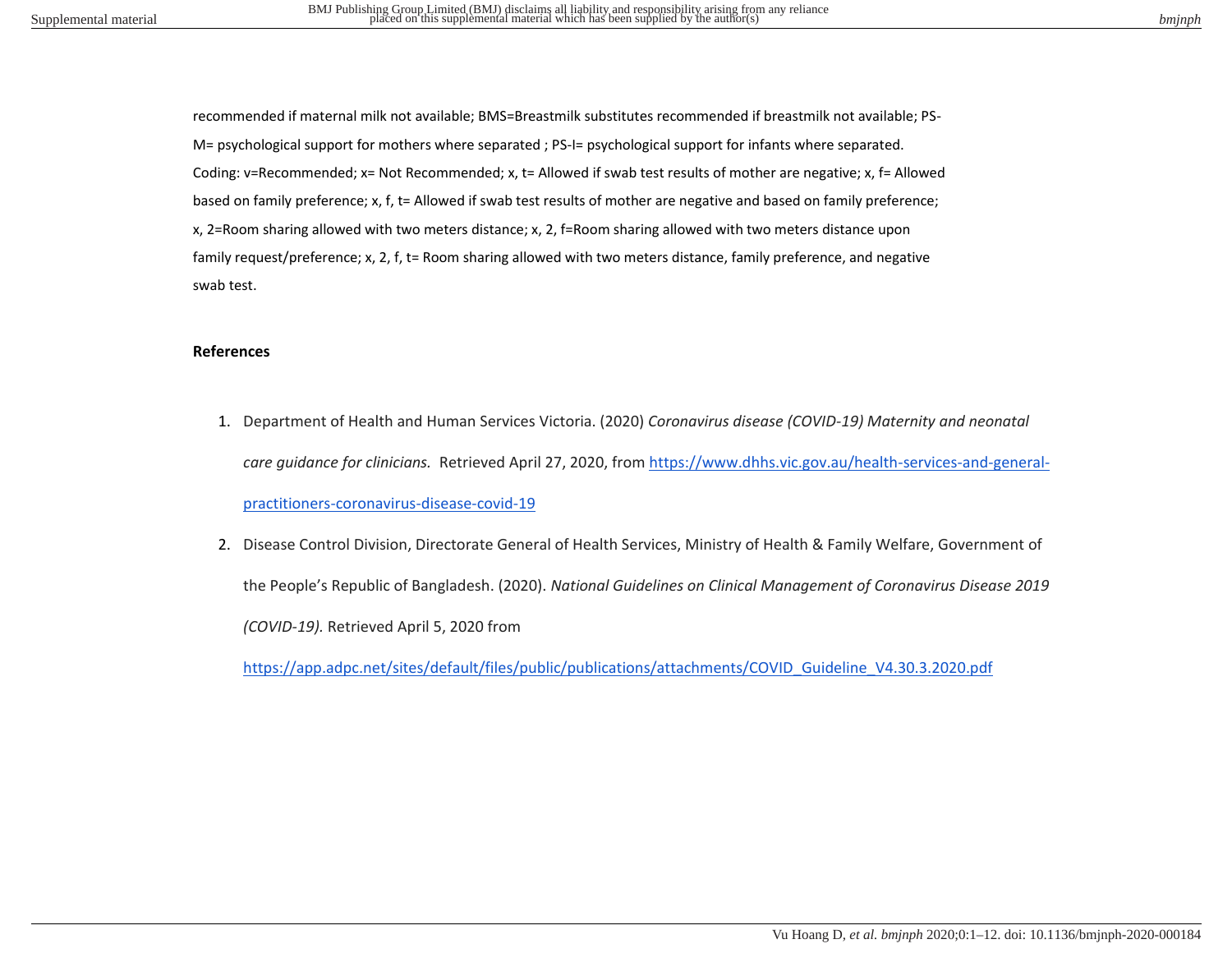recommended if maternal milk not available; BMS=Breastmilk substitutes recommended if breastmilk not available; PS-M= psychological support for mothers where separated ; PS-I= psychological support for infants where separated. Coding: v=Recommended; x= Not Recommended; x, t= Allowed if swab test results of mother are negative; x, f= Allowed based on family preference; x, f, t= Allowed if swab test results of mother are negative and based on family preference; x, 2=Room sharing allowed with two meters distance; x, 2, f=Room sharing allowed with two meters distance upon family request/preference; x, 2, f, t= Room sharing allowed with two meters distance, family preference, and negative swab test.

**References**

1. Department of Health and Human Services Victoria. (2020) *Coronavirus disease (COVID-19) Maternity and neonatal care guidance for clinicians.* Retrieved April 27, 2020, from https://www.dhhs.vic.gov.au/health-services-and-general-practitioners-coronavirus-disease-covid-19
2. Disease Control Division, Directorate General of Health Services, Ministry of Health & Family Welfare, Government of the People's Republic of Bangladesh. (2020). *National Guidelines on Clinical Management of Coronavirus Disease 2019 (COVID-19).* Retrieved April 5, 2020 from https://app.adpc.net/sites/default/files/public/publications/attachments/COVID_Guideline_V4.30.3.2020.pdf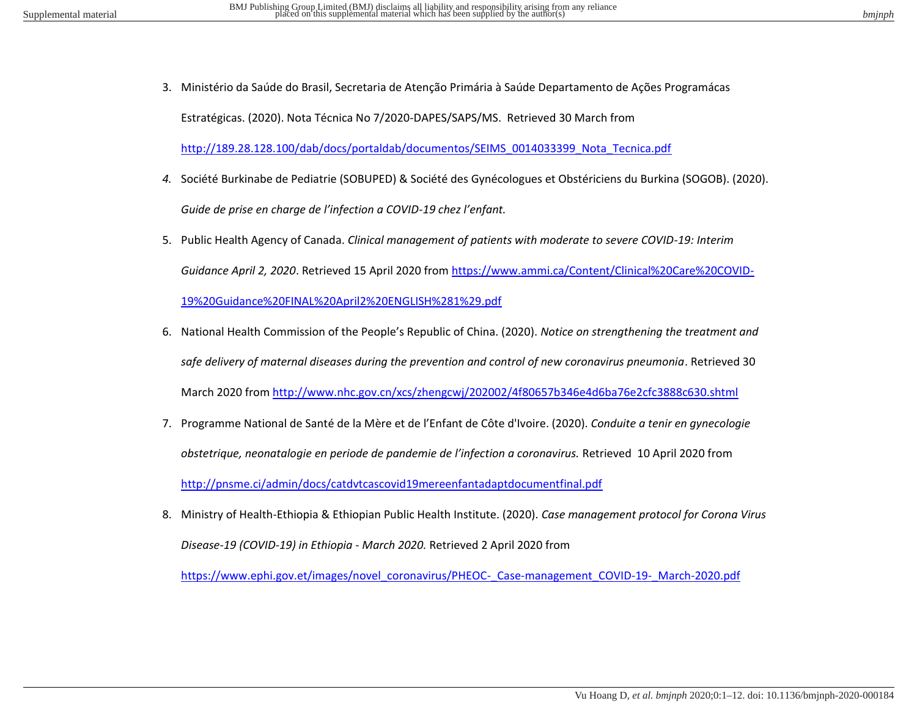3. Ministério da Saúde do Brasil, Secretaria de Atenção Primária à Saúde Departamento de Ações Programácas Estratégicas. (2020). Nota Técnica No 7/2020-DAPES/SAPS/MS. Retrieved 30 March from http://189.28.128.100/dab/docs/portaldab/documentos/SEIMS_0014033399_Nota_Tecnica.pdf

4. Société Burkinabe de Pediatrie (SOBUPED) & Société des Gynécologues et Obstériciens du Burkina (SOGOB). (2020). *Guide de prise en charge de l'infection a COVID-19 chez l'enfant.*

5. Public Health Agency of Canada. *Clinical management of patients with moderate to severe COVID-19: Interim Guidance April 2, 2020*. Retrieved 15 April 2020 from https://www.ammi.ca/Content/Clinical%20Care%20COVID-19%20Guidance%20FINAL%20April2%20ENGLISH%281%29.pdf

6. National Health Commission of the People's Republic of China. (2020). *Notice on strengthening the treatment and safe delivery of maternal diseases during the prevention and control of new coronavirus pneumonia*. Retrieved 30 March 2020 from http://www.nhc.gov.cn/xcs/zhengcwj/202002/4f80657b346e4d6ba76e2cfc3888c630.shtml

7. Programme National de Santé de la Mère et de l'Enfant de Côte d'Ivoire. (2020). *Conduite a tenir en gynecologie obstetrique, neonatalogie en periode de pandemie de l'infection a coronavirus.* Retrieved 10 April 2020 from http://pnsme.ci/admin/docs/catdvtcascovid19mereenfantadaptdocumentfinal.pdf

8. Ministry of Health-Ethiopia & Ethiopian Public Health Institute. (2020). *Case management protocol for Corona Virus Disease-19 (COVID-19) in Ethiopia - March 2020.* Retrieved 2 April 2020 from https://www.ephi.gov.et/images/novel_coronavirus/PHEOC-_Case-management_COVID-19-_March-2020.pdf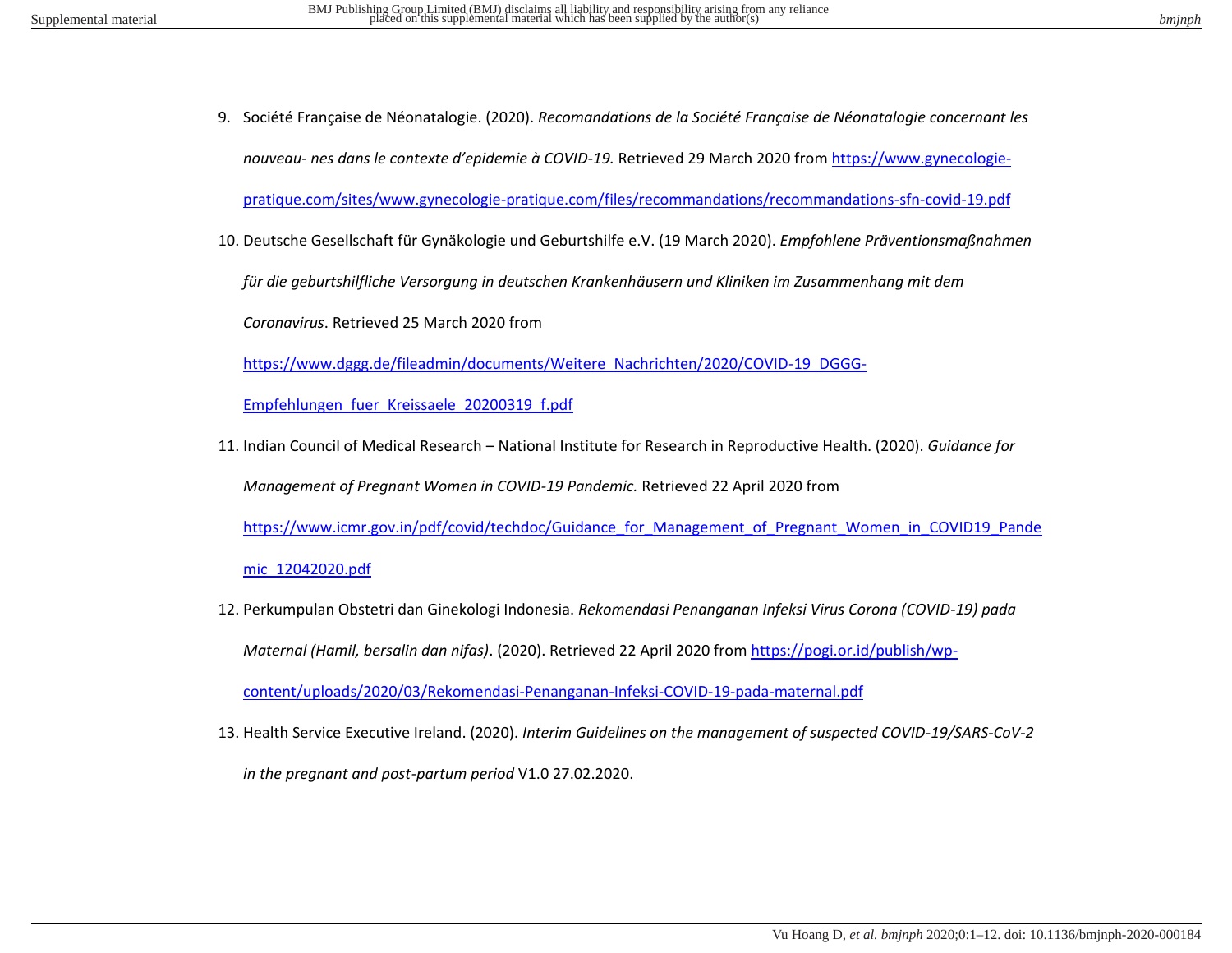9. Société Française de Néonatalogie. (2020). *Recomandations de la Société Française de Néonatalogie concernant les nouveau- nes dans le contexte d'epidemie à COVID-19.* Retrieved 29 March 2020 from https://www.gynecologie-pratique.com/sites/www.gynecologie-pratique.com/files/recommandations/recommandations-sfn-covid-19.pdf
10. Deutsche Gesellschaft für Gynäkologie und Geburtshilfe e.V. (19 March 2020). *Empfohlene Präventionsmaßnahmen für die geburtshilfliche Versorgung in deutschen Krankenhäusern und Kliniken im Zusammenhang mit dem Coronavirus*. Retrieved 25 March 2020 from https://www.dggg.de/fileadmin/documents/Weitere_Nachrichten/2020/COVID-19_DGGG-Empfehlungen_fuer_Kreissaele_20200319_f.pdf
11. Indian Council of Medical Research – National Institute for Research in Reproductive Health. (2020). *Guidance for Management of Pregnant Women in COVID-19 Pandemic.* Retrieved 22 April 2020 from https://www.icmr.gov.in/pdf/covid/techdoc/Guidance_for_Management_of_Pregnant_Women_in_COVID19_Pandemic_12042020.pdf
12. Perkumpulan Obstetri dan Ginekologi Indonesia. *Rekomendasi Penanganan Infeksi Virus Corona (COVID-19) pada Maternal (Hamil, bersalin dan nifas)*. (2020). Retrieved 22 April 2020 from https://pogi.or.id/publish/wp-content/uploads/2020/03/Rekomendasi-Penanganan-Infeksi-COVID-19-pada-maternal.pdf
13. Health Service Executive Ireland. (2020). *Interim Guidelines on the management of suspected COVID-19/SARS-CoV-2 in the pregnant and post-partum period* V1.0 27.02.2020.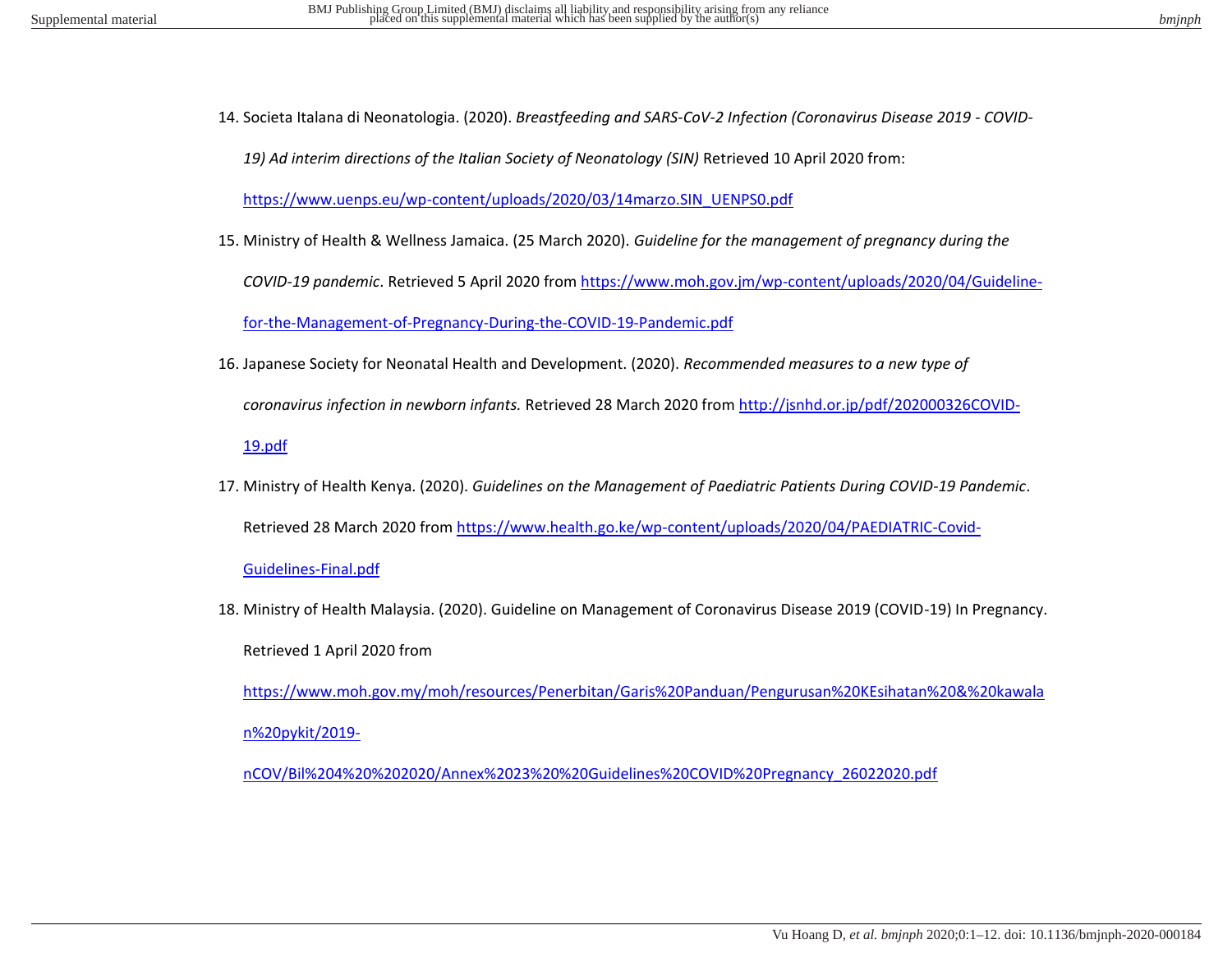14. Societa Italana di Neonatologia. (2020). *Breastfeeding and SARS-CoV-2 Infection (Coronavirus Disease 2019 - COVID-19) Ad interim directions of the Italian Society of Neonatology (SIN)* Retrieved 10 April 2020 from: https://www.uenps.eu/wp-content/uploads/2020/03/14marzo.SIN_UENPS0.pdf

15. Ministry of Health & Wellness Jamaica. (25 March 2020). *Guideline for the management of pregnancy during the COVID-19 pandemic*. Retrieved 5 April 2020 from https://www.moh.gov.jm/wp-content/uploads/2020/04/Guideline-for-the-Management-of-Pregnancy-During-the-COVID-19-Pandemic.pdf

16. Japanese Society for Neonatal Health and Development. (2020). *Recommended measures to a new type of coronavirus infection in newborn infants.* Retrieved 28 March 2020 from http://jsnhd.or.jp/pdf/202000326COVID-19.pdf

17. Ministry of Health Kenya. (2020). *Guidelines on the Management of Paediatric Patients During COVID-19 Pandemic*. Retrieved 28 March 2020 from https://www.health.go.ke/wp-content/uploads/2020/04/PAEDIATRIC-Covid-Guidelines-Final.pdf

18. Ministry of Health Malaysia. (2020). Guideline on Management of Coronavirus Disease 2019 (COVID-19) In Pregnancy. Retrieved 1 April 2020 from https://www.moh.gov.my/moh/resources/Penerbitan/Garis%20Panduan/Pengurusan%20KEsihatan%20&%20kawalan%20pykit/2019-nCOV/Bil%204%20%202020/Annex%2023%20%20Guidelines%20COVID%20Pregnancy_26022020.pdf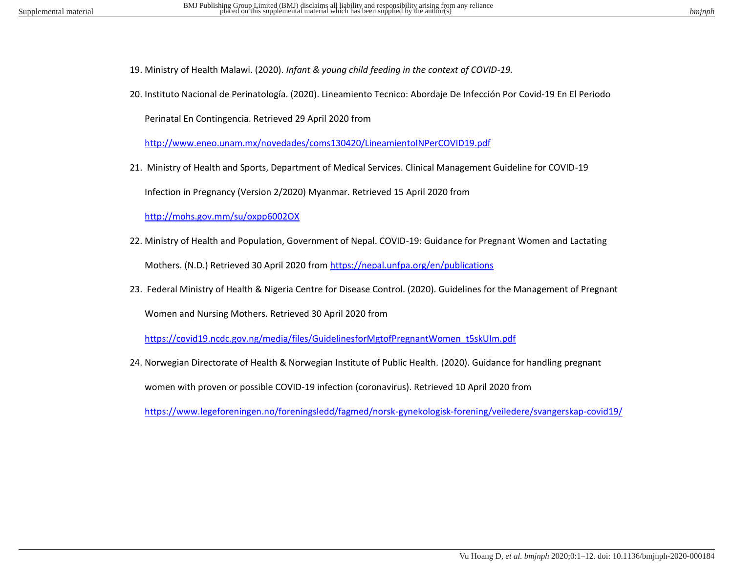19. Ministry of Health Malawi. (2020). *Infant & young child feeding in the context of COVID-19.*

20. Instituto Nacional de Perinatología. (2020). Lineamiento Tecnico: Abordaje De Infección Por Covid-19 En El Periodo Perinatal En Contingencia. Retrieved 29 April 2020 from http://www.eneo.unam.mx/novedades/coms130420/LineamientoINPerCOVID19.pdf

21. Ministry of Health and Sports, Department of Medical Services. Clinical Management Guideline for COVID-19 Infection in Pregnancy (Version 2/2020) Myanmar. Retrieved 15 April 2020 from http://mohs.gov.mm/su/oxpp6002OX

22. Ministry of Health and Population, Government of Nepal. COVID-19: Guidance for Pregnant Women and Lactating Mothers. (N.D.) Retrieved 30 April 2020 from https://nepal.unfpa.org/en/publications

23. Federal Ministry of Health & Nigeria Centre for Disease Control. (2020). Guidelines for the Management of Pregnant Women and Nursing Mothers. Retrieved 30 April 2020 from https://covid19.ncdc.gov.ng/media/files/GuidelinesforMgtofPregnantWomen_t5skUIm.pdf

24. Norwegian Directorate of Health & Norwegian Institute of Public Health. (2020). Guidance for handling pregnant women with proven or possible COVID-19 infection (coronavirus). Retrieved 10 April 2020 from https://www.legeforeningen.no/foreningsledd/fagmed/norsk-gynekologisk-forening/veiledere/svangerskap-covid19/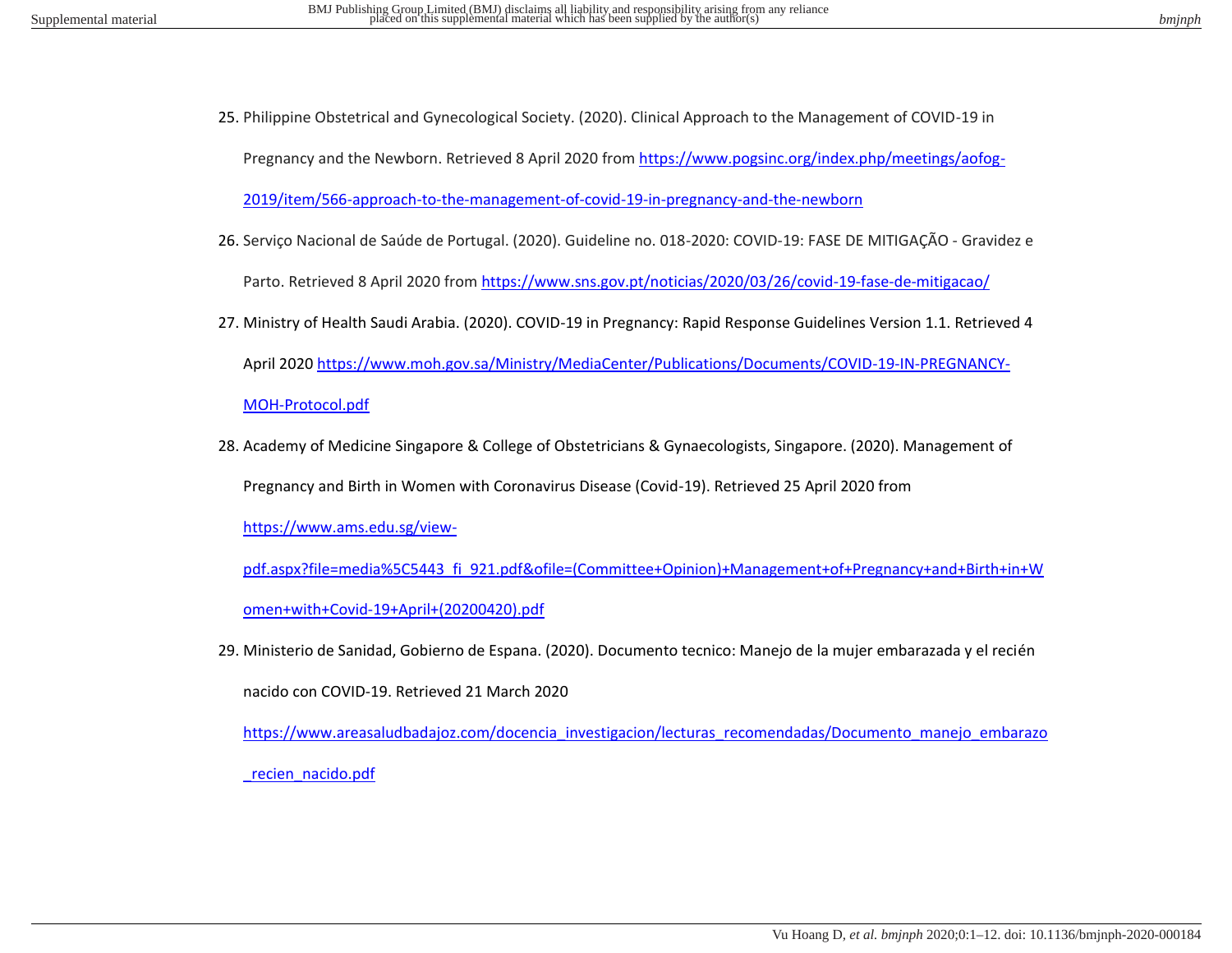25. Philippine Obstetrical and Gynecological Society. (2020). Clinical Approach to the Management of COVID-19 in Pregnancy and the Newborn. Retrieved 8 April 2020 from https://www.pogsinc.org/index.php/meetings/aofog-2019/item/566-approach-to-the-management-of-covid-19-in-pregnancy-and-the-newborn

26. Serviço Nacional de Saúde de Portugal. (2020). Guideline no. 018-2020: COVID-19: FASE DE MITIGAÇÃO - Gravidez e Parto. Retrieved 8 April 2020 from https://www.sns.gov.pt/noticias/2020/03/26/covid-19-fase-de-mitigacao/

27. Ministry of Health Saudi Arabia. (2020). COVID-19 in Pregnancy: Rapid Response Guidelines Version 1.1. Retrieved 4 April 2020 https://www.moh.gov.sa/Ministry/MediaCenter/Publications/Documents/COVID-19-IN-PREGNANCY-MOH-Protocol.pdf

28. Academy of Medicine Singapore & College of Obstetricians & Gynaecologists, Singapore. (2020). Management of Pregnancy and Birth in Women with Coronavirus Disease (Covid-19). Retrieved 25 April 2020 from https://www.ams.edu.sg/view-pdf.aspx?file=media%5C5443_fi_921.pdf&ofile=(Committee+Opinion)+Management+of+Pregnancy+and+Birth+in+Women+with+Covid-19+April+(20200420).pdf

29. Ministerio de Sanidad, Gobierno de Espana. (2020). Documento tecnico: Manejo de la mujer embarazada y el recién nacido con COVID-19. Retrieved 21 March 2020 https://www.areasaludbadajoz.com/docencia_investigacion/lecturas_recomendadas/Documento_manejo_embarazo_recien_nacido.pdf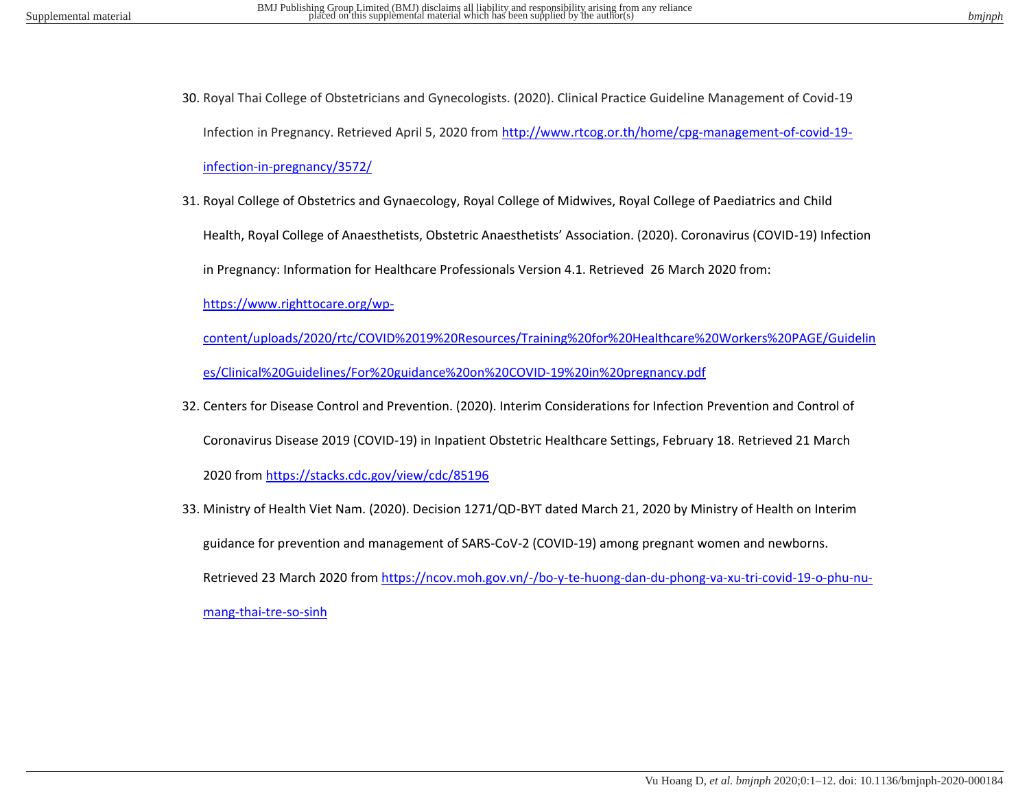30. Royal Thai College of Obstetricians and Gynecologists. (2020). Clinical Practice Guideline Management of Covid-19 Infection in Pregnancy. Retrieved April 5, 2020 from http://www.rtcog.or.th/home/cpg-management-of-covid-19-infection-in-pregnancy/3572/

31. Royal College of Obstetrics and Gynaecology, Royal College of Midwives, Royal College of Paediatrics and Child Health, Royal College of Anaesthetists, Obstetric Anaesthetists' Association. (2020). Coronavirus (COVID-19) Infection in Pregnancy: Information for Healthcare Professionals Version 4.1. Retrieved 26 March 2020 from: https://www.righttocare.org/wp-content/uploads/2020/rtc/COVID%2019%20Resources/Training%20for%20Healthcare%20Workers%20PAGE/Guidelines/Clinical%20Guidelines/For%20guidance%20on%20COVID-19%20in%20pregnancy.pdf

32. Centers for Disease Control and Prevention. (2020). Interim Considerations for Infection Prevention and Control of Coronavirus Disease 2019 (COVID-19) in Inpatient Obstetric Healthcare Settings, February 18. Retrieved 21 March 2020 from https://stacks.cdc.gov/view/cdc/85196

33. Ministry of Health Viet Nam. (2020). Decision 1271/QD-BYT dated March 21, 2020 by Ministry of Health on Interim guidance for prevention and management of SARS-CoV-2 (COVID-19) among pregnant women and newborns. Retrieved 23 March 2020 from https://ncov.moh.gov.vn/-/bo-y-te-huong-dan-du-phong-va-xu-tri-covid-19-o-phu-nu-mang-thai-tre-so-sinh